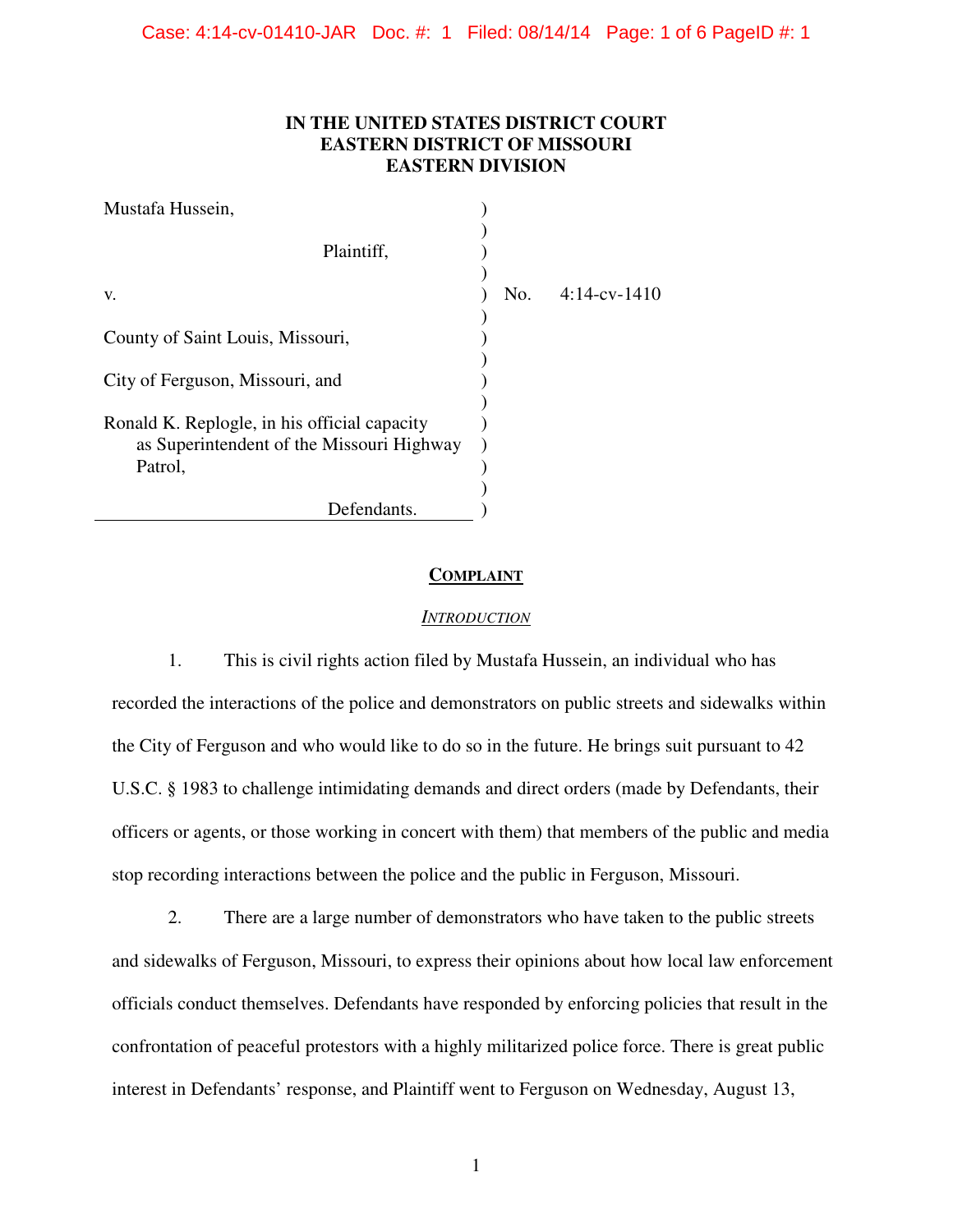**IN THE UNITED STATES DISTRICT COURT**
**EASTERN DISTRICT OF MISSOURI**
**EASTERN DIVISION**

| | | |
|---|---|---|
| Mustafa Hussein, | ) | |
| Plaintiff, | ) | |
| v. | ) | No. 4:14-cv-1410 |
| County of Saint Louis, Missouri, | ) | |
| City of Ferguson, Missouri, and | ) | |
| Ronald K. Replogle, in his official capacity as Superintendent of the Missouri Highway Patrol, | ) | |
| Defendants. | ) | |

## COMPLAINT

### *INTRODUCTION*

1. This is civil rights action filed by Mustafa Hussein, an individual who has recorded the interactions of the police and demonstrators on public streets and sidewalks within the City of Ferguson and who would like to do so in the future. He brings suit pursuant to 42 U.S.C. § 1983 to challenge intimidating demands and direct orders (made by Defendants, their officers or agents, or those working in concert with them) that members of the public and media stop recording interactions between the police and the public in Ferguson, Missouri.

2. There are a large number of demonstrators who have taken to the public streets and sidewalks of Ferguson, Missouri, to express their opinions about how local law enforcement officials conduct themselves. Defendants have responded by enforcing policies that result in the confrontation of peaceful protestors with a highly militarized police force. There is great public interest in Defendants' response, and Plaintiff went to Ferguson on Wednesday, August 13,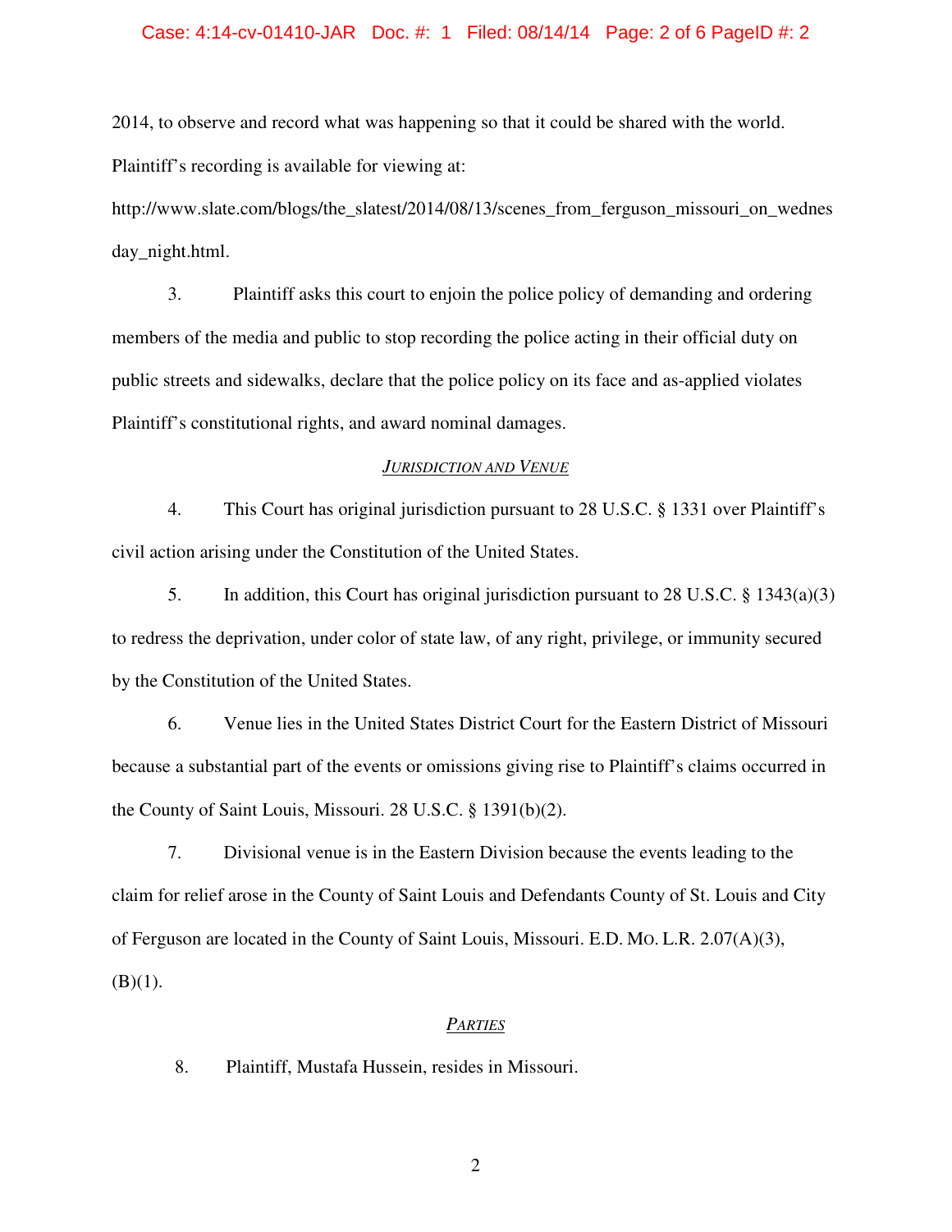2014, to observe and record what was happening so that it could be shared with the world. Plaintiff's recording is available for viewing at: http://www.slate.com/blogs/the_slatest/2014/08/13/scenes_from_ferguson_missouri_on_wednesday_night.html.

3. Plaintiff asks this court to enjoin the police policy of demanding and ordering members of the media and public to stop recording the police acting in their official duty on public streets and sidewalks, declare that the police policy on its face and as-applied violates Plaintiff's constitutional rights, and award nominal damages.

## *Jurisdiction and Venue*

4. This Court has original jurisdiction pursuant to 28 U.S.C. § 1331 over Plaintiff's civil action arising under the Constitution of the United States.

5. In addition, this Court has original jurisdiction pursuant to 28 U.S.C. § 1343(a)(3) to redress the deprivation, under color of state law, of any right, privilege, or immunity secured by the Constitution of the United States.

6. Venue lies in the United States District Court for the Eastern District of Missouri because a substantial part of the events or omissions giving rise to Plaintiff's claims occurred in the County of Saint Louis, Missouri. 28 U.S.C. § 1391(b)(2).

7. Divisional venue is in the Eastern Division because the events leading to the claim for relief arose in the County of Saint Louis and Defendants County of St. Louis and City of Ferguson are located in the County of Saint Louis, Missouri. E.D. Mo. L.R. 2.07(A)(3), (B)(1).

## *Parties*

8. Plaintiff, Mustafa Hussein, resides in Missouri.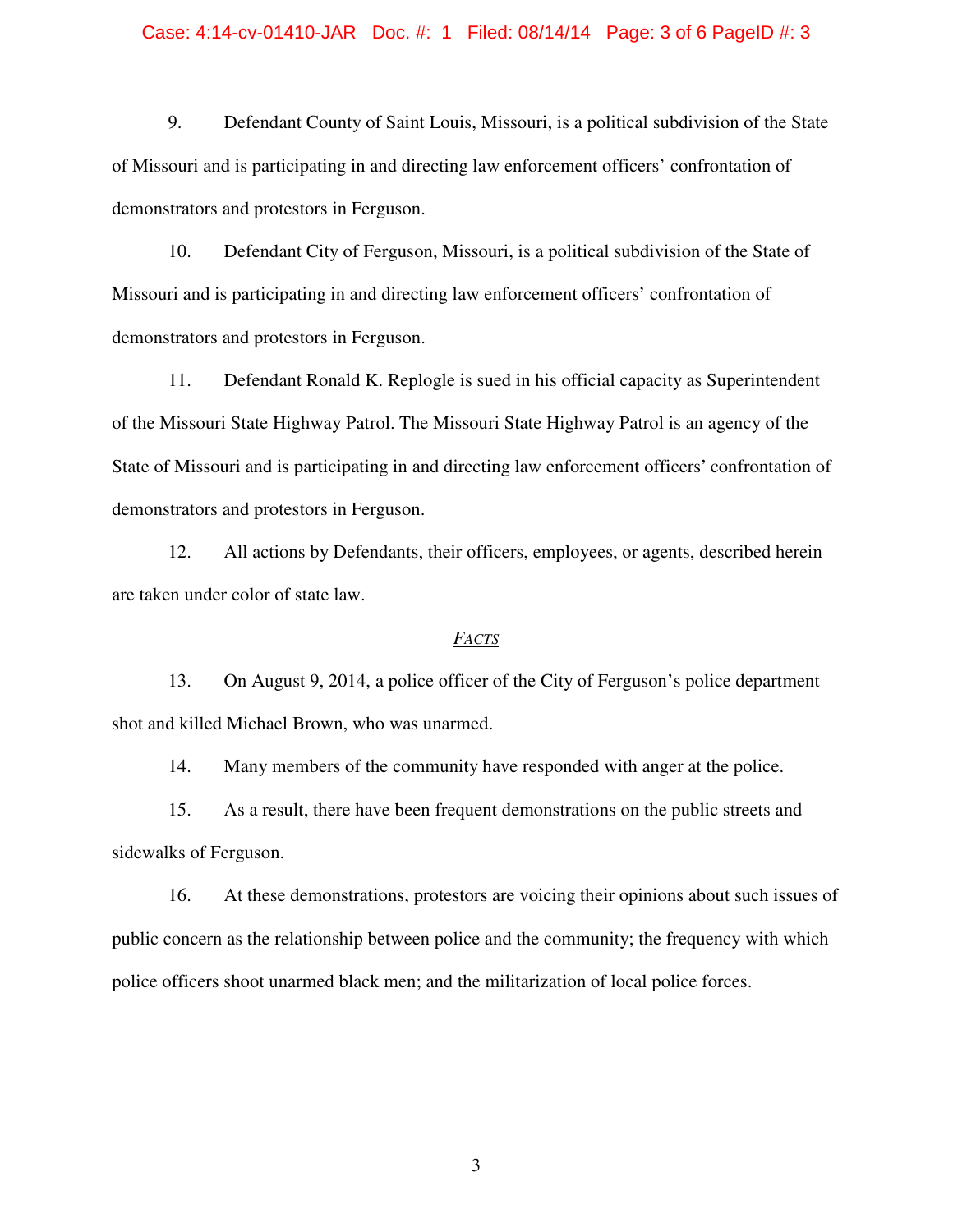9. Defendant County of Saint Louis, Missouri, is a political subdivision of the State of Missouri and is participating in and directing law enforcement officers' confrontation of demonstrators and protestors in Ferguson.

10. Defendant City of Ferguson, Missouri, is a political subdivision of the State of Missouri and is participating in and directing law enforcement officers' confrontation of demonstrators and protestors in Ferguson.

11. Defendant Ronald K. Replogle is sued in his official capacity as Superintendent of the Missouri State Highway Patrol. The Missouri State Highway Patrol is an agency of the State of Missouri and is participating in and directing law enforcement officers' confrontation of demonstrators and protestors in Ferguson.

12. All actions by Defendants, their officers, employees, or agents, described herein are taken under color of state law.

## *FACTS*

13. On August 9, 2014, a police officer of the City of Ferguson's police department shot and killed Michael Brown, who was unarmed.

14. Many members of the community have responded with anger at the police.

15. As a result, there have been frequent demonstrations on the public streets and sidewalks of Ferguson.

16. At these demonstrations, protestors are voicing their opinions about such issues of public concern as the relationship between police and the community; the frequency with which police officers shoot unarmed black men; and the militarization of local police forces.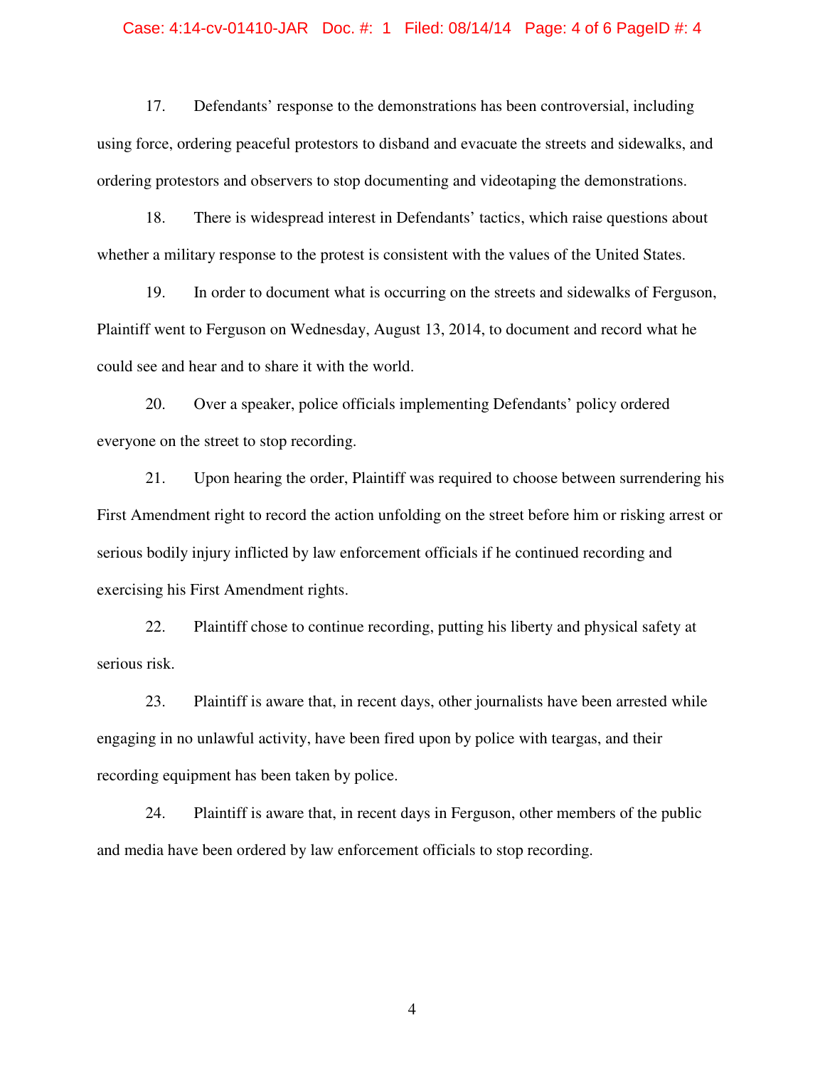17. Defendants' response to the demonstrations has been controversial, including using force, ordering peaceful protestors to disband and evacuate the streets and sidewalks, and ordering protestors and observers to stop documenting and videotaping the demonstrations.

18. There is widespread interest in Defendants' tactics, which raise questions about whether a military response to the protest is consistent with the values of the United States.

19. In order to document what is occurring on the streets and sidewalks of Ferguson, Plaintiff went to Ferguson on Wednesday, August 13, 2014, to document and record what he could see and hear and to share it with the world.

20. Over a speaker, police officials implementing Defendants' policy ordered everyone on the street to stop recording.

21. Upon hearing the order, Plaintiff was required to choose between surrendering his First Amendment right to record the action unfolding on the street before him or risking arrest or serious bodily injury inflicted by law enforcement officials if he continued recording and exercising his First Amendment rights.

22. Plaintiff chose to continue recording, putting his liberty and physical safety at serious risk.

23. Plaintiff is aware that, in recent days, other journalists have been arrested while engaging in no unlawful activity, have been fired upon by police with teargas, and their recording equipment has been taken by police.

24. Plaintiff is aware that, in recent days in Ferguson, other members of the public and media have been ordered by law enforcement officials to stop recording.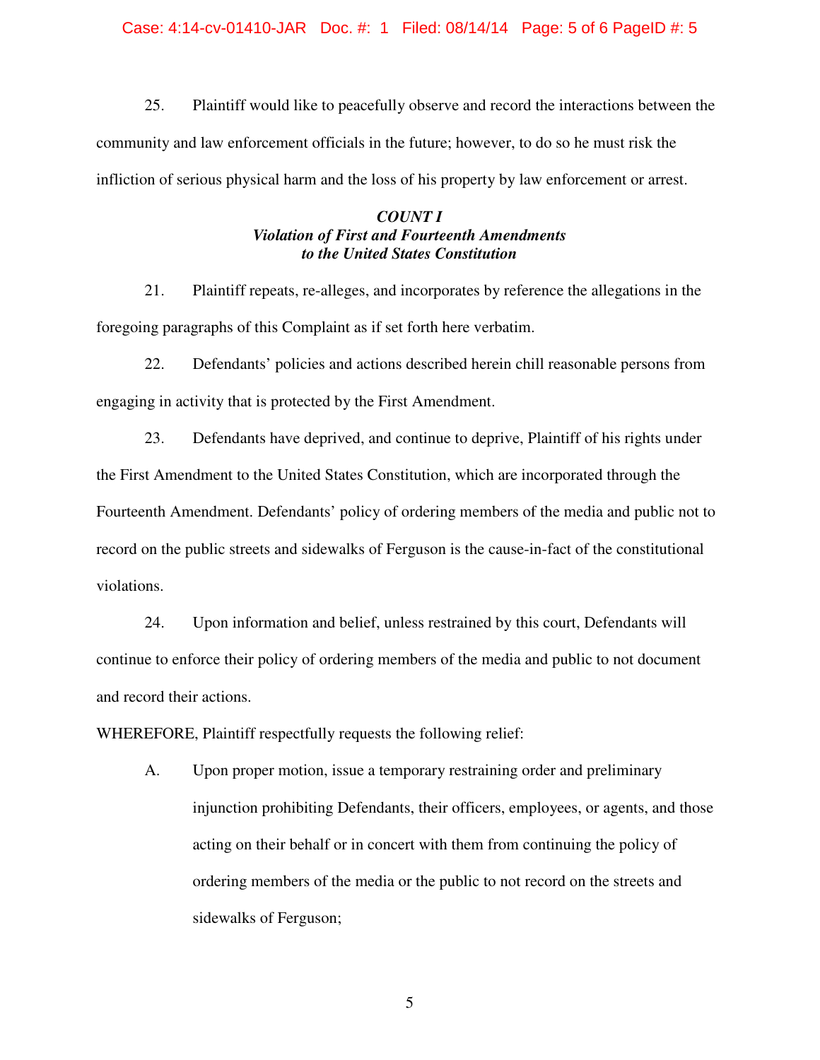25. Plaintiff would like to peacefully observe and record the interactions between the community and law enforcement officials in the future; however, to do so he must risk the infliction of serious physical harm and the loss of his property by law enforcement or arrest.

***COUNT I***
***Violation of First and Fourteenth Amendments to the United States Constitution***

21. Plaintiff repeats, re-alleges, and incorporates by reference the allegations in the foregoing paragraphs of this Complaint as if set forth here verbatim.

22. Defendants' policies and actions described herein chill reasonable persons from engaging in activity that is protected by the First Amendment.

23. Defendants have deprived, and continue to deprive, Plaintiff of his rights under the First Amendment to the United States Constitution, which are incorporated through the Fourteenth Amendment. Defendants' policy of ordering members of the media and public not to record on the public streets and sidewalks of Ferguson is the cause-in-fact of the constitutional violations.

24. Upon information and belief, unless restrained by this court, Defendants will continue to enforce their policy of ordering members of the media and public to not document and record their actions.

WHEREFORE, Plaintiff respectfully requests the following relief:

A. Upon proper motion, issue a temporary restraining order and preliminary injunction prohibiting Defendants, their officers, employees, or agents, and those acting on their behalf or in concert with them from continuing the policy of ordering members of the media or the public to not record on the streets and sidewalks of Ferguson;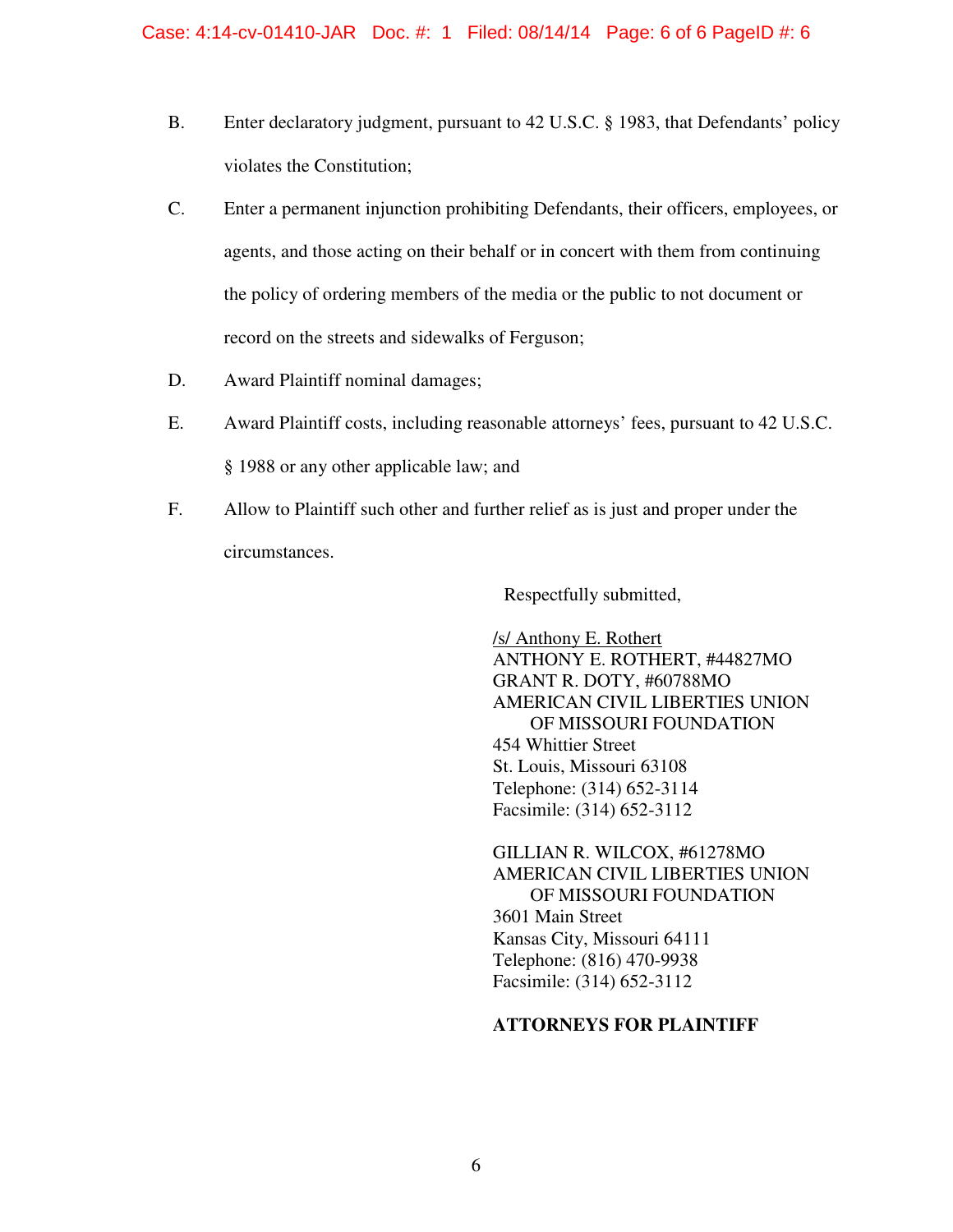B. Enter declaratory judgment, pursuant to 42 U.S.C. § 1983, that Defendants' policy violates the Constitution;

C. Enter a permanent injunction prohibiting Defendants, their officers, employees, or agents, and those acting on their behalf or in concert with them from continuing the policy of ordering members of the media or the public to not document or record on the streets and sidewalks of Ferguson;

D. Award Plaintiff nominal damages;

E. Award Plaintiff costs, including reasonable attorneys' fees, pursuant to 42 U.S.C. § 1988 or any other applicable law; and

F. Allow to Plaintiff such other and further relief as is just and proper under the circumstances.

Respectfully submitted,

/s/ Anthony E. Rothert
ANTHONY E. ROTHERT, #44827MO
GRANT R. DOTY, #60788MO
AMERICAN CIVIL LIBERTIES UNION
OF MISSOURI FOUNDATION
454 Whittier Street
St. Louis, Missouri 63108
Telephone: (314) 652-3114
Facsimile: (314) 652-3112

GILLIAN R. WILCOX, #61278MO
AMERICAN CIVIL LIBERTIES UNION
OF MISSOURI FOUNDATION
3601 Main Street
Kansas City, Missouri 64111
Telephone: (816) 470-9938
Facsimile: (314) 652-3112

**ATTORNEYS FOR PLAINTIFF**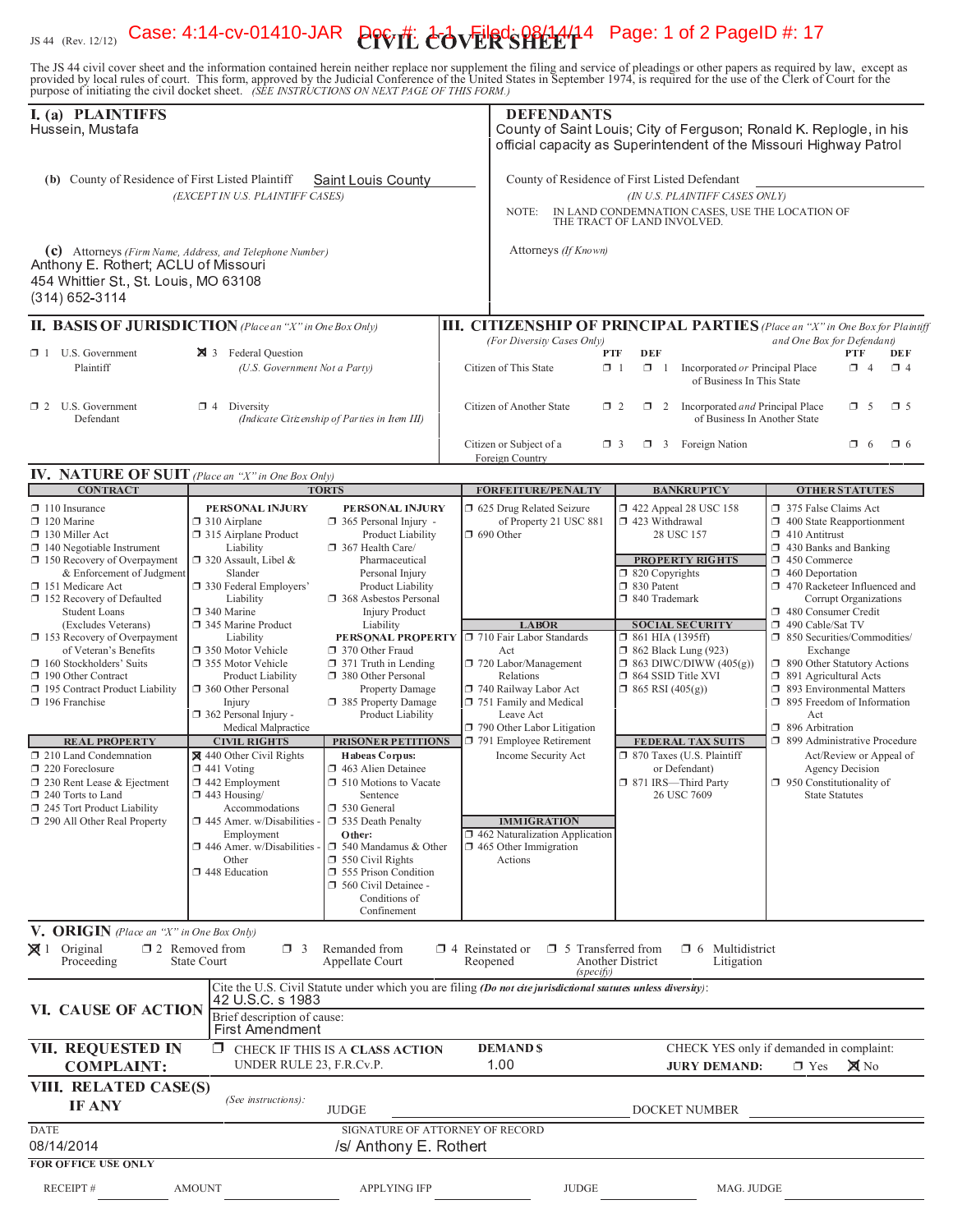JS 44 (Rev. 12/12)

# CIVIL COVER SHEET

The JS 44 civil cover sheet and the information contained herein neither replace nor supplement the filing and service of pleadings or other papers as required by law, except as provided by local rules of court. This form, approved by the Judicial Conference of the United States in September 1974, is required for the use of the Clerk of Court for the purpose of initiating the civil docket sheet. *(SEE INSTRUCTIONS ON NEXT PAGE OF THIS FORM.)*

## I. (a) PLAINTIFFS

Hussein, Mustafa

**(b)** County of Residence of First Listed Plaintiff: Saint Louis County
*(EXCEPT IN U.S. PLAINTIFF CASES)*

**(c)** Attorneys *(Firm Name, Address, and Telephone Number)*
Anthony E. Rothert; ACLU of Missouri
454 Whittier St., St. Louis, MO 63108
(314) 652-3114

## DEFENDANTS

County of Saint Louis; City of Ferguson; Ronald K. Replogle, in his official capacity as Superintendent of the Missouri Highway Patrol

County of Residence of First Listed Defendant: ____________
*(IN U.S. PLAINTIFF CASES ONLY)*

NOTE: IN LAND CONDEMNATION CASES, USE THE LOCATION OF THE TRACT OF LAND INVOLVED.

Attorneys *(If Known)*

## II. BASIS OF JURISDICTION *(Place an "X" in One Box Only)*

- ☐ 1 U.S. Government Plaintiff
- ☒ 3 Federal Question *(U.S. Government Not a Party)*
- ☐ 2 U.S. Government Defendant
- ☐ 4 Diversity *(Indicate Citizenship of Parties in Item III)*

## III. CITIZENSHIP OF PRINCIPAL PARTIES *(Place an "X" in One Box for Plaintiff and One Box for Defendant)* *(For Diversity Cases Only)*

| | PTF | DEF | | PTF | DEF |
|---|---|---|---|---|---|
| Citizen of This State | ☐ 1 | ☐ 1 | Incorporated *or* Principal Place of Business In This State | ☐ 4 | ☐ 4 |
| Citizen of Another State | ☐ 2 | ☐ 2 | Incorporated *and* Principal Place of Business In Another State | ☐ 5 | ☐ 5 |
| Citizen or Subject of a Foreign Country | ☐ 3 | ☐ 3 | Foreign Nation | ☐ 6 | ☐ 6 |

## IV. NATURE OF SUIT *(Place an "X" in One Box Only)*

**CONTRACT**
- ☐ 110 Insurance
- ☐ 120 Marine
- ☐ 130 Miller Act
- ☐ 140 Negotiable Instrument
- ☐ 150 Recovery of Overpayment & Enforcement of Judgment
- ☐ 151 Medicare Act
- ☐ 152 Recovery of Defaulted Student Loans (Excludes Veterans)
- ☐ 153 Recovery of Overpayment of Veteran's Benefits
- ☐ 160 Stockholders' Suits
- ☐ 190 Other Contract
- ☐ 195 Contract Product Liability
- ☐ 196 Franchise

**REAL PROPERTY**
- ☐ 210 Land Condemnation
- ☐ 220 Foreclosure
- ☐ 230 Rent Lease & Ejectment
- ☐ 240 Torts to Land
- ☐ 245 Tort Product Liability
- ☐ 290 All Other Real Property

**TORTS — PERSONAL INJURY**
- ☐ 310 Airplane
- ☐ 315 Airplane Product Liability
- ☐ 320 Assault, Libel & Slander
- ☐ 330 Federal Employers' Liability
- ☐ 340 Marine
- ☐ 345 Marine Product Liability
- ☐ 350 Motor Vehicle
- ☐ 355 Motor Vehicle Product Liability
- ☐ 360 Other Personal Injury
- ☐ 362 Personal Injury - Medical Malpractice

**TORTS — PERSONAL INJURY**
- ☐ 365 Personal Injury - Product Liability
- ☐ 367 Health Care/ Pharmaceutical Personal Injury Product Liability
- ☐ 368 Asbestos Personal Injury Product Liability

**PERSONAL PROPERTY**
- ☐ 370 Other Fraud
- ☐ 371 Truth in Lending
- ☐ 380 Other Personal Property Damage
- ☐ 385 Property Damage Product Liability

**CIVIL RIGHTS**
- ☒ 440 Other Civil Rights
- ☐ 441 Voting
- ☐ 442 Employment
- ☐ 443 Housing/ Accommodations
- ☐ 445 Amer. w/Disabilities - Employment
- ☐ 446 Amer. w/Disabilities - Other
- ☐ 448 Education

**PRISONER PETITIONS**

Habeas Corpus:
- ☐ 463 Alien Detainee
- ☐ 510 Motions to Vacate Sentence
- ☐ 530 General
- ☐ 535 Death Penalty

Other:
- ☐ 540 Mandamus & Other
- ☐ 550 Civil Rights
- ☐ 555 Prison Condition
- ☐ 560 Civil Detainee - Conditions of Confinement

**FORFEITURE/PENALTY**
- ☐ 625 Drug Related Seizure of Property 21 USC 881
- ☐ 690 Other

**LABOR**
- ☐ 710 Fair Labor Standards Act
- ☐ 720 Labor/Management Relations
- ☐ 740 Railway Labor Act
- ☐ 751 Family and Medical Leave Act
- ☐ 790 Other Labor Litigation
- ☐ 791 Employee Retirement Income Security Act

**IMMIGRATION**
- ☐ 462 Naturalization Application
- ☐ 465 Other Immigration Actions

**BANKRUPTCY**
- ☐ 422 Appeal 28 USC 158
- ☐ 423 Withdrawal 28 USC 157

**PROPERTY RIGHTS**
- ☐ 820 Copyrights
- ☐ 830 Patent
- ☐ 840 Trademark

**SOCIAL SECURITY**
- ☐ 861 HIA (1395ff)
- ☐ 862 Black Lung (923)
- ☐ 863 DIWC/DIWW (405(g))
- ☐ 864 SSID Title XVI
- ☐ 865 RSI (405(g))

**FEDERAL TAX SUITS**
- ☐ 870 Taxes (U.S. Plaintiff or Defendant)
- ☐ 871 IRS—Third Party 26 USC 7609

**OTHER STATUTES**
- ☐ 375 False Claims Act
- ☐ 400 State Reapportionment
- ☐ 410 Antitrust
- ☐ 430 Banks and Banking
- ☐ 450 Commerce
- ☐ 460 Deportation
- ☐ 470 Racketeer Influenced and Corrupt Organizations
- ☐ 480 Consumer Credit
- ☐ 490 Cable/Sat TV
- ☐ 850 Securities/Commodities/ Exchange
- ☐ 890 Other Statutory Actions
- ☐ 891 Agricultural Acts
- ☐ 893 Environmental Matters
- ☐ 895 Freedom of Information Act
- ☐ 896 Arbitration
- ☐ 899 Administrative Procedure Act/Review or Appeal of Agency Decision
- ☐ 950 Constitutionality of State Statutes

## V. ORIGIN *(Place an "X" in One Box Only)*

- ☒ 1 Original Proceeding
- ☐ 2 Removed from State Court
- ☐ 3 Remanded from Appellate Court
- ☐ 4 Reinstated or Reopened
- ☐ 5 Transferred from Another District *(specify)*
- ☐ 6 Multidistrict Litigation

## VI. CAUSE OF ACTION

Cite the U.S. Civil Statute under which you are filing *(Do not cite jurisdictional statutes unless diversity)*: 42 U.S.C. s 1983

Brief description of cause: First Amendment

## VII. REQUESTED IN COMPLAINT:

☐ CHECK IF THIS IS A CLASS ACTION UNDER RULE 23, F.R.Cv.P.

DEMAND $: 1.00

CHECK YES only if demanded in complaint: JURY DEMAND: ☐ Yes ☒ No

## VIII. RELATED CASE(S) IF ANY

*(See instructions)*: JUDGE ____________ DOCKET NUMBER ____________

DATE: 08/14/2014

SIGNATURE OF ATTORNEY OF RECORD: /s/ Anthony E. Rothert

**FOR OFFICE USE ONLY**

RECEIPT # ________ AMOUNT ________ APPLYING IFP ________ JUDGE ________ MAG. JUDGE ________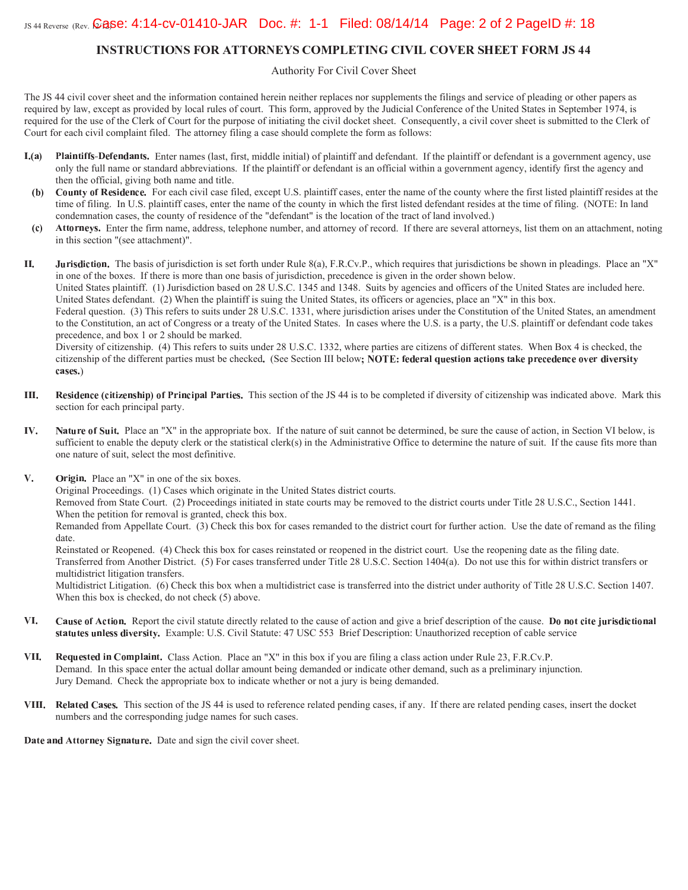# INSTRUCTIONS FOR ATTORNEYS COMPLETING CIVIL COVER SHEET FORM JS 44

Authority For Civil Cover Sheet

The JS 44 civil cover sheet and the information contained herein neither replaces nor supplements the filings and service of pleading or other papers as required by law, except as provided by local rules of court. This form, approved by the Judicial Conference of the United States in September 1974, is required for the use of the Clerk of Court for the purpose of initiating the civil docket sheet. Consequently, a civil cover sheet is submitted to the Clerk of Court for each civil complaint filed. The attorney filing a case should complete the form as follows:

**I.(a) Plaintiffs-Defendants.** Enter names (last, first, middle initial) of plaintiff and defendant. If the plaintiff or defendant is a government agency, use only the full name or standard abbreviations. If the plaintiff or defendant is an official within a government agency, identify first the agency and then the official, giving both name and title.

**(b) County of Residence.** For each civil case filed, except U.S. plaintiff cases, enter the name of the county where the first listed plaintiff resides at the time of filing. In U.S. plaintiff cases, enter the name of the county in which the first listed defendant resides at the time of filing. (NOTE: In land condemnation cases, the county of residence of the "defendant" is the location of the tract of land involved.)

**(c) Attorneys.** Enter the firm name, address, telephone number, and attorney of record. If there are several attorneys, list them on an attachment, noting in this section "(see attachment)".

**II. Jurisdiction.** The basis of jurisdiction is set forth under Rule 8(a), F.R.Cv.P., which requires that jurisdictions be shown in pleadings. Place an "X" in one of the boxes. If there is more than one basis of jurisdiction, precedence is given in the order shown below.
United States plaintiff. (1) Jurisdiction based on 28 U.S.C. 1345 and 1348. Suits by agencies and officers of the United States are included here.
United States defendant. (2) When the plaintiff is suing the United States, its officers or agencies, place an "X" in this box.
Federal question. (3) This refers to suits under 28 U.S.C. 1331, where jurisdiction arises under the Constitution of the United States, an amendment to the Constitution, an act of Congress or a treaty of the United States. In cases where the U.S. is a party, the U.S. plaintiff or defendant code takes precedence, and box 1 or 2 should be marked.
Diversity of citizenship. (4) This refers to suits under 28 U.S.C. 1332, where parties are citizens of different states. When Box 4 is checked, the citizenship of the different parties must be checked**.** (See Section III below**; NOTE: federal question actions take precedence over diversity cases.**)

**III. Residence (citizenship) of Principal Parties.** This section of the JS 44 is to be completed if diversity of citizenship was indicated above. Mark this section for each principal party.

**IV. Nature of Suit.** Place an "X" in the appropriate box. If the nature of suit cannot be determined, be sure the cause of action, in Section VI below, is sufficient to enable the deputy clerk or the statistical clerk(s) in the Administrative Office to determine the nature of suit. If the cause fits more than one nature of suit, select the most definitive.

**V. Origin.** Place an "X" in one of the six boxes.
Original Proceedings. (1) Cases which originate in the United States district courts.
Removed from State Court. (2) Proceedings initiated in state courts may be removed to the district courts under Title 28 U.S.C., Section 1441. When the petition for removal is granted, check this box.
Remanded from Appellate Court. (3) Check this box for cases remanded to the district court for further action. Use the date of remand as the filing date.
Reinstated or Reopened. (4) Check this box for cases reinstated or reopened in the district court. Use the reopening date as the filing date.
Transferred from Another District. (5) For cases transferred under Title 28 U.S.C. Section 1404(a). Do not use this for within district transfers or multidistrict litigation transfers.
Multidistrict Litigation. (6) Check this box when a multidistrict case is transferred into the district under authority of Title 28 U.S.C. Section 1407. When this box is checked, do not check (5) above.

**VI. Cause of Action.** Report the civil statute directly related to the cause of action and give a brief description of the cause. **Do not cite jurisdictional statutes unless diversity.** Example: U.S. Civil Statute: 47 USC 553 Brief Description: Unauthorized reception of cable service

**VII. Requested in Complaint.** Class Action. Place an "X" in this box if you are filing a class action under Rule 23, F.R.Cv.P.
Demand. In this space enter the actual dollar amount being demanded or indicate other demand, such as a preliminary injunction.
Jury Demand. Check the appropriate box to indicate whether or not a jury is being demanded.

**VIII. Related Cases.** This section of the JS 44 is used to reference related pending cases, if any. If there are related pending cases, insert the docket numbers and the corresponding judge names for such cases.

**Date and Attorney Signature.** Date and sign the civil cover sheet.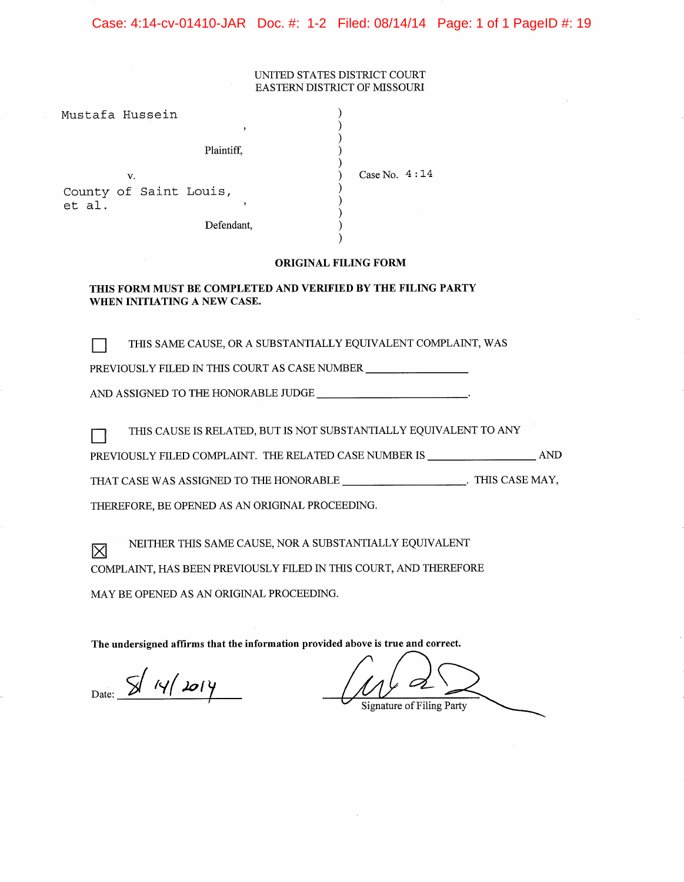UNITED STATES DISTRICT COURT
EASTERN DISTRICT OF MISSOURI

Mustafa Hussein,

Plaintiff,

v.

County of Saint Louis, et al.,

Defendant,

Case No. 4:14

## ORIGINAL FILING FORM

**THIS FORM MUST BE COMPLETED AND VERIFIED BY THE FILING PARTY WHEN INITIATING A NEW CASE.**

☐ THIS SAME CAUSE, OR A SUBSTANTIALLY EQUIVALENT COMPLAINT, WAS PREVIOUSLY FILED IN THIS COURT AS CASE NUMBER ________________ AND ASSIGNED TO THE HONORABLE JUDGE ________________________.

☐ THIS CAUSE IS RELATED, BUT IS NOT SUBSTANTIALLY EQUIVALENT TO ANY PREVIOUSLY FILED COMPLAINT. THE RELATED CASE NUMBER IS ________________ AND THAT CASE WAS ASSIGNED TO THE HONORABLE ____________________. THIS CASE MAY, THEREFORE, BE OPENED AS AN ORIGINAL PROCEEDING.

☒ NEITHER THIS SAME CAUSE, NOR A SUBSTANTIALLY EQUIVALENT COMPLAINT, HAS BEEN PREVIOUSLY FILED IN THIS COURT, AND THEREFORE MAY BE OPENED AS AN ORIGINAL PROCEEDING.

**The undersigned affirms that the information provided above is true and correct.**

Date: 8/14/2014

Signature of Filing Party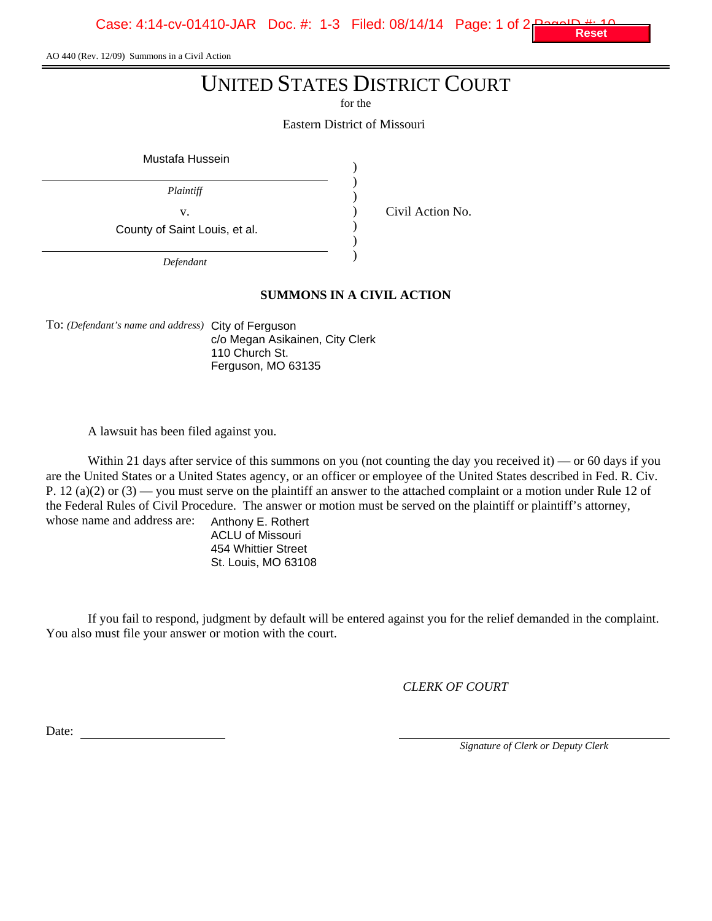AO 440 (Rev. 12/09) Summons in a Civil Action

# UNITED STATES DISTRICT COURT

for the

Eastern District of Missouri

Mustafa Hussein

*Plaintiff*

v.

County of Saint Louis, et al.

*Defendant*

Civil Action No.

## SUMMONS IN A CIVIL ACTION

To: *(Defendant's name and address)* City of Ferguson
c/o Megan Asikainen, City Clerk
110 Church St.
Ferguson, MO 63135

A lawsuit has been filed against you.

Within 21 days after service of this summons on you (not counting the day you received it) — or 60 days if you are the United States or a United States agency, or an officer or employee of the United States described in Fed. R. Civ. P. 12 (a)(2) or (3) — you must serve on the plaintiff an answer to the attached complaint or a motion under Rule 12 of the Federal Rules of Civil Procedure. The answer or motion must be served on the plaintiff or plaintiff's attorney, whose name and address are:

Anthony E. Rothert
ACLU of Missouri
454 Whittier Street
St. Louis, MO 63108

If you fail to respond, judgment by default will be entered against you for the relief demanded in the complaint. You also must file your answer or motion with the court.

*CLERK OF COURT*

Date: ______________________

______________________
*Signature of Clerk or Deputy Clerk*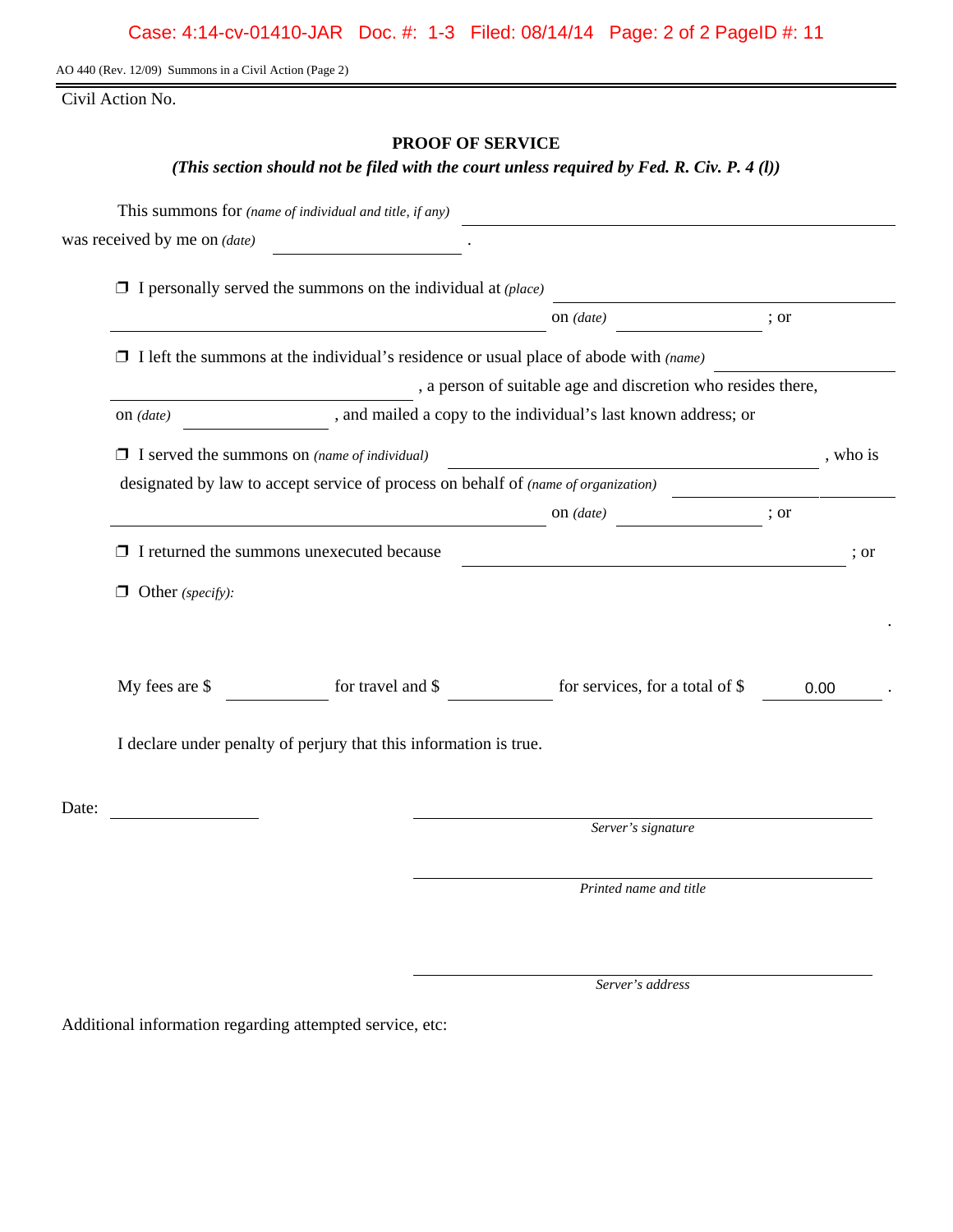AO 440 (Rev. 12/09) Summons in a Civil Action (Page 2)

Civil Action No.

## PROOF OF SERVICE

***(This section should not be filed with the court unless required by Fed. R. Civ. P. 4 (l))***

This summons for *(name of individual and title, if any)* ______________________________
was received by me on *(date)* ____________________ .

❒ I personally served the summons on the individual at *(place)* ______________________________
______________________________ on *(date)* ______________ ; or

❒ I left the summons at the individual's residence or usual place of abode with *(name)* ______________
______________________________ , a person of suitable age and discretion who resides there,
on *(date)* ______________ , and mailed a copy to the individual's last known address; or

❒ I served the summons on *(name of individual)* ______________________________ , who is
designated by law to accept service of process on behalf of *(name of organization)* ______________
______________________________ on *(date)* ______________ ; or

❒ I returned the summons unexecuted because ______________________________ ; or

❒ Other *(specify)*:

.

My fees are $ __________ for travel and $ __________ for services, for a total of $ 0.00 .

I declare under penalty of perjury that this information is true.

Date: ______________

______________________________
*Server's signature*

______________________________
*Printed name and title*

______________________________
*Server's address*

Additional information regarding attempted service, etc: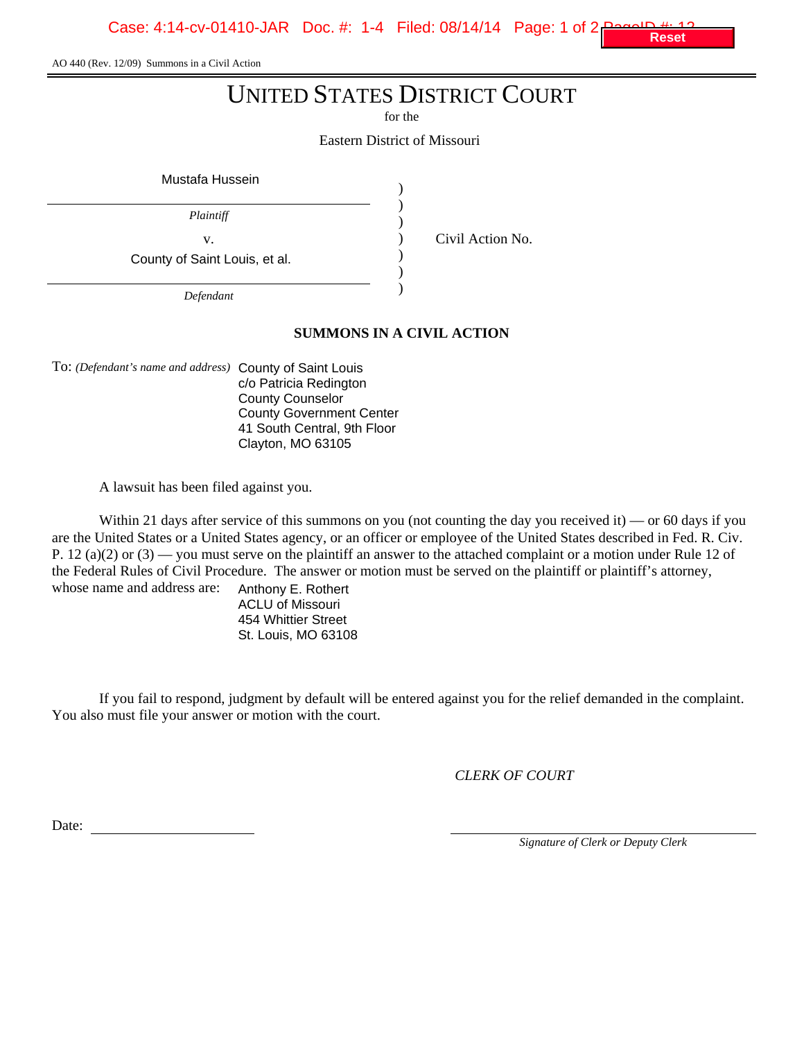AO 440 (Rev. 12/09) Summons in a Civil Action

# UNITED STATES DISTRICT COURT

for the

Eastern District of Missouri

Mustafa Hussein

*Plaintiff*

v.

County of Saint Louis, et al.

*Defendant*

Civil Action No.

## SUMMONS IN A CIVIL ACTION

To: *(Defendant's name and address)* County of Saint Louis
c/o Patricia Redington
County Counselor
County Government Center
41 South Central, 9th Floor
Clayton, MO 63105

A lawsuit has been filed against you.

Within 21 days after service of this summons on you (not counting the day you received it) — or 60 days if you are the United States or a United States agency, or an officer or employee of the United States described in Fed. R. Civ. P. 12 (a)(2) or (3) — you must serve on the plaintiff an answer to the attached complaint or a motion under Rule 12 of the Federal Rules of Civil Procedure. The answer or motion must be served on the plaintiff or plaintiff's attorney, whose name and address are: Anthony E. Rothert
ACLU of Missouri
454 Whittier Street
St. Louis, MO 63108

If you fail to respond, judgment by default will be entered against you for the relief demanded in the complaint. You also must file your answer or motion with the court.

*CLERK OF COURT*

Date: \_\_\_\_\_\_\_\_\_\_\_\_\_\_\_\_\_\_\_\_

\_\_\_\_\_\_\_\_\_\_\_\_\_\_\_\_\_\_\_\_\_\_\_\_\_\_\_\_\_\_\_\_
*Signature of Clerk or Deputy Clerk*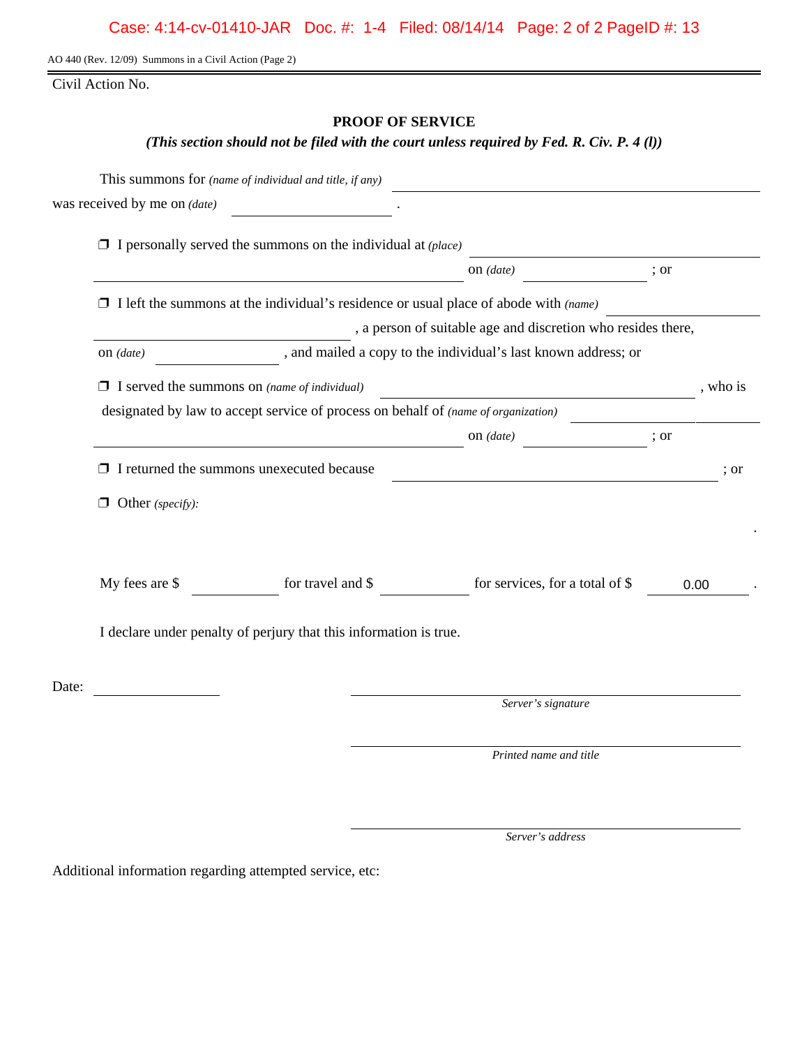AO 440 (Rev. 12/09) Summons in a Civil Action (Page 2)

Civil Action No.

## PROOF OF SERVICE

***(This section should not be filed with the court unless required by Fed. R. Civ. P. 4 (l))***

This summons for *(name of individual and title, if any)* ______________________________

was received by me on *(date)* ____________________ .

❒ I personally served the summons on the individual at *(place)* ______________________________

______________________________ on *(date)* ____________________ ; or

❒ I left the summons at the individual's residence or usual place of abode with *(name)* ____________________

____________________ , a person of suitable age and discretion who resides there,

on *(date)* ____________________ , and mailed a copy to the individual's last known address; or

❒ I served the summons on *(name of individual)* ______________________________ , who is

designated by law to accept service of process on behalf of *(name of organization)* ____________________

______________________________ on *(date)* ____________________ ; or

❒ I returned the summons unexecuted because ______________________________ ; or

❒ Other *(specify)*:

.

My fees are $ __________ for travel and $ __________ for services, for a total of $ 0.00 .

I declare under penalty of perjury that this information is true.

Date: ____________________

______________________________
*Server's signature*

______________________________
*Printed name and title*

______________________________
*Server's address*

Additional information regarding attempted service, etc: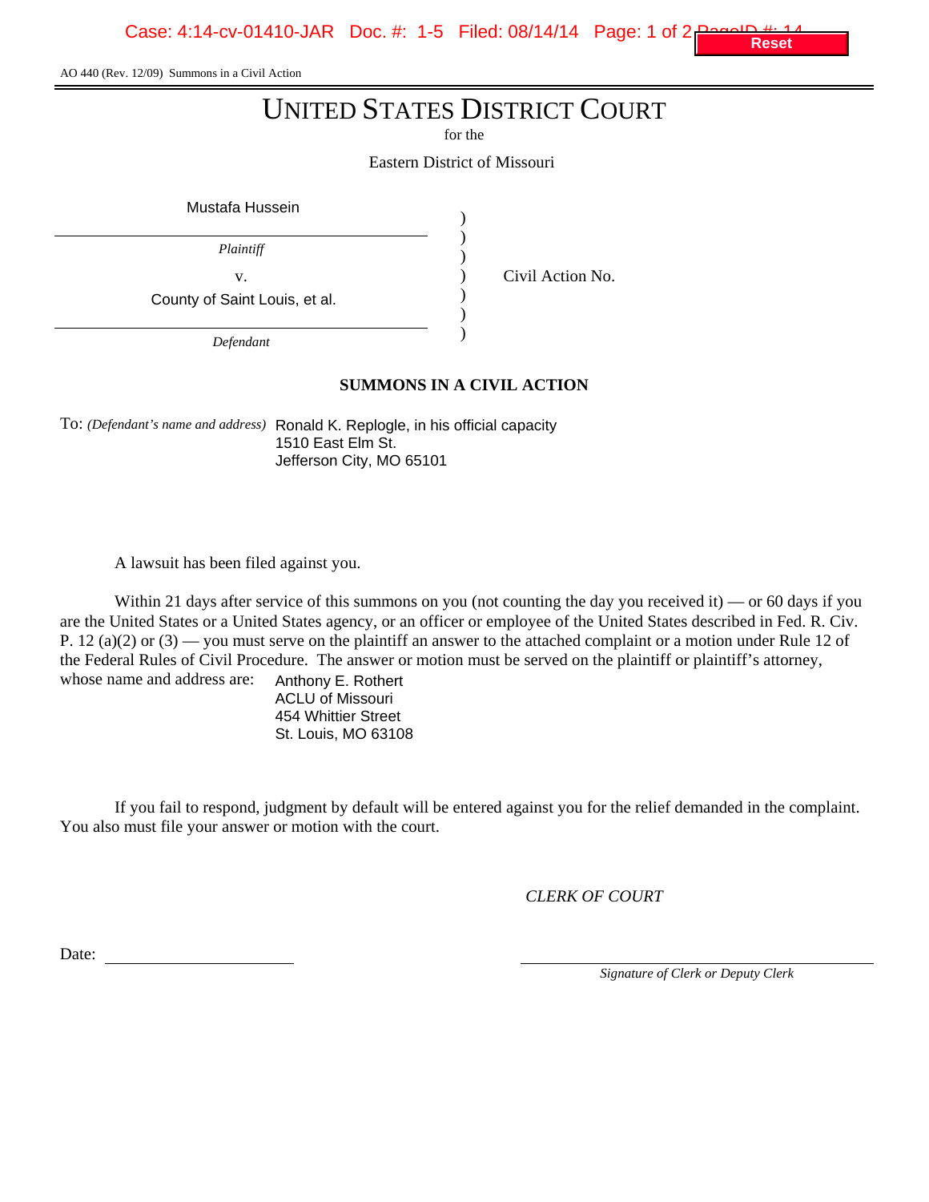AO 440 (Rev. 12/09) Summons in a Civil Action

# UNITED STATES DISTRICT COURT

for the

Eastern District of Missouri

| | | |
|---|---|---|
| Mustafa Hussein | ) | |
| *Plaintiff* | ) | |
| v. | ) | Civil Action No. |
| County of Saint Louis, et al. | ) | |
| *Defendant* | ) | |

## SUMMONS IN A CIVIL ACTION

To: *(Defendant's name and address)* Ronald K. Replogle, in his official capacity
1510 East Elm St.
Jefferson City, MO 65101

A lawsuit has been filed against you.

Within 21 days after service of this summons on you (not counting the day you received it) — or 60 days if you are the United States or a United States agency, or an officer or employee of the United States described in Fed. R. Civ. P. 12 (a)(2) or (3) — you must serve on the plaintiff an answer to the attached complaint or a motion under Rule 12 of the Federal Rules of Civil Procedure. The answer or motion must be served on the plaintiff or plaintiff's attorney, whose name and address are:

Anthony E. Rothert
ACLU of Missouri
454 Whittier Street
St. Louis, MO 63108

If you fail to respond, judgment by default will be entered against you for the relief demanded in the complaint. You also must file your answer or motion with the court.

*CLERK OF COURT*

Date: ____________________

____________________
*Signature of Clerk or Deputy Clerk*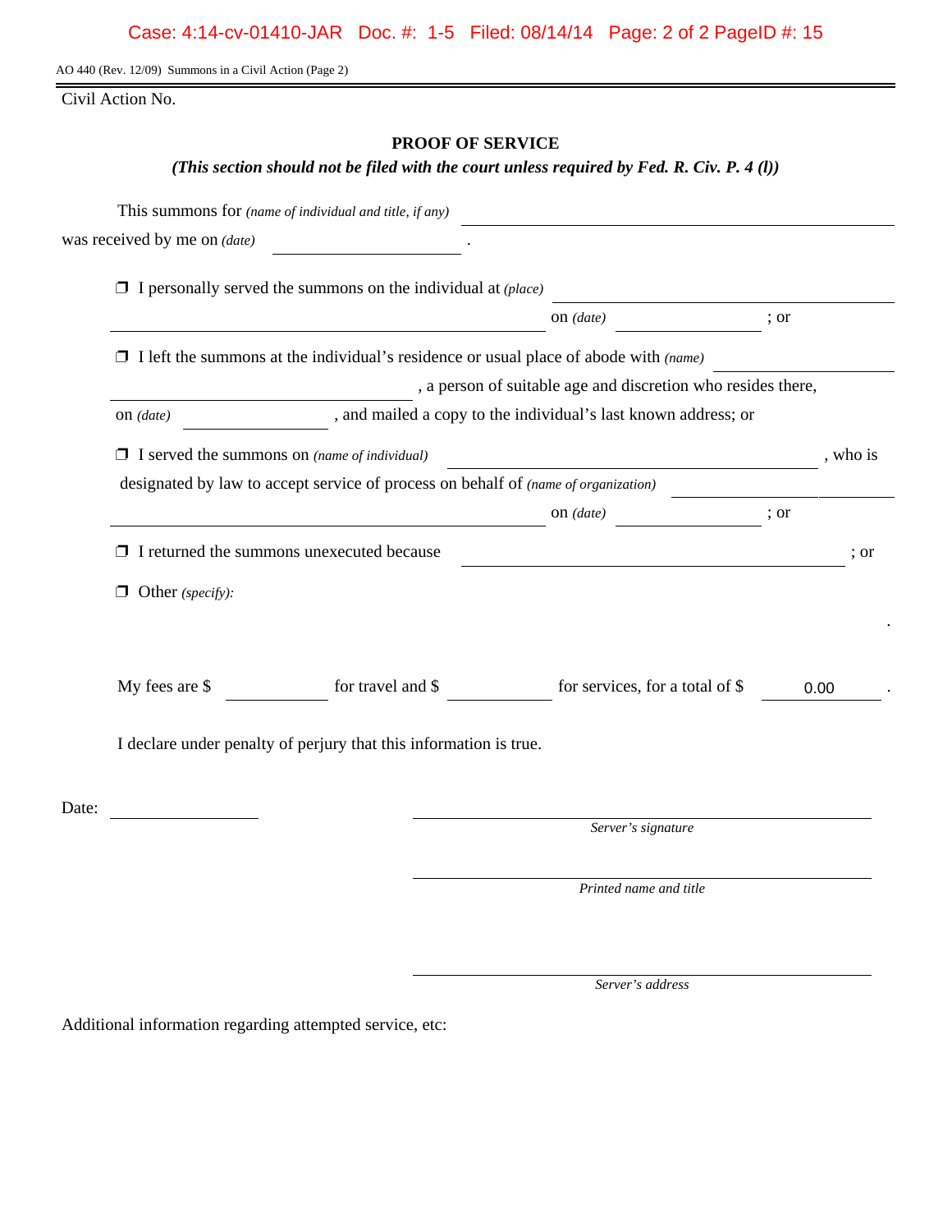AO 440 (Rev. 12/09) Summons in a Civil Action (Page 2)

Civil Action No.

## PROOF OF SERVICE

***(This section should not be filed with the court unless required by Fed. R. Civ. P. 4 (l))***

This summons for *(name of individual and title, if any)* ______________________________

was received by me on *(date)* ____________________ .

❒ I personally served the summons on the individual at *(place)* ______________________________

______________________________ on *(date)* ______________ ; or

❒ I left the summons at the individual's residence or usual place of abode with *(name)* ______________

______________________________ , a person of suitable age and discretion who resides there,

on *(date)* ______________ , and mailed a copy to the individual's last known address; or

❒ I served the summons on *(name of individual)* ______________________________ , who is

designated by law to accept service of process on behalf of *(name of organization)* ______________

______________________________ on *(date)* ______________ ; or

❒ I returned the summons unexecuted because ______________________________ ; or

❒ Other *(specify)*:

.

My fees are $ __________ for travel and $ __________ for services, for a total of $ 0.00 .

I declare under penalty of perjury that this information is true.

Date: ______________

______________________________
*Server's signature*

______________________________
*Printed name and title*

______________________________
*Server's address*

Additional information regarding attempted service, etc: